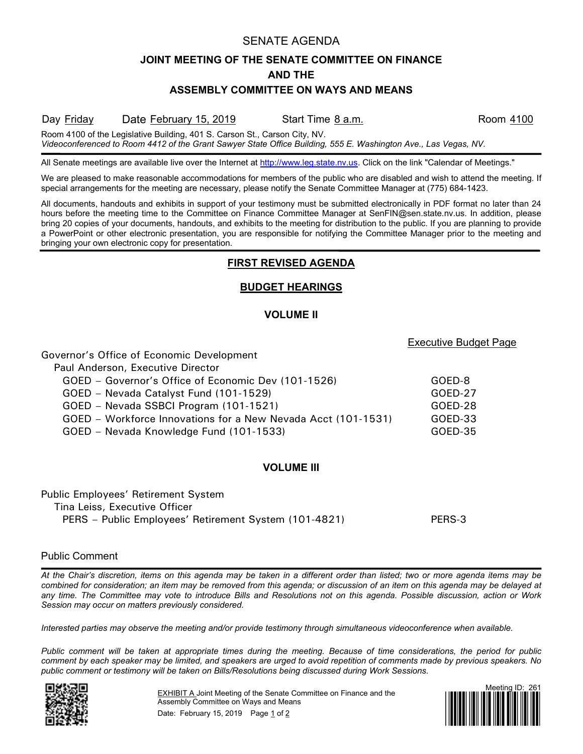# SENATE AGENDA

## JOINT MEETING OF THE SENATE COMMITTEE ON FINANCE AND THE ASSEMBLY COMMITTEE ON WAYS AND MEANS

Day Friday Date February 15, 2019 Start Time 8 a.m. Room 4100

Room 4100 of the Legislative Building, 401 S. Carson St., Carson City, NV.
*Videoconferenced to Room 4412 of the Grant Sawyer State Office Building, 555 E. Washington Ave., Las Vegas, NV.*

All Senate meetings are available live over the Internet at http://www.leg.state.nv.us. Click on the link "Calendar of Meetings."

We are pleased to make reasonable accommodations for members of the public who are disabled and wish to attend the meeting. If special arrangements for the meeting are necessary, please notify the Senate Committee Manager at (775) 684-1423.

All documents, handouts and exhibits in support of your testimony must be submitted electronically in PDF format no later than 24 hours before the meeting time to the Committee on Finance Committee Manager at SenFIN@sen.state.nv.us. In addition, please bring 20 copies of your documents, handouts, and exhibits to the meeting for distribution to the public. If you are planning to provide a PowerPoint or other electronic presentation, you are responsible for notifying the Committee Manager prior to the meeting and bringing your own electronic copy for presentation.

## FIRST REVISED AGENDA

## BUDGET HEARINGS

### VOLUME II

| | Executive Budget Page |
|---|---|
| Governor's Office of Economic Development | |
| Paul Anderson, Executive Director | |
| GOED – Governor's Office of Economic Dev (101-1526) | GOED-8 |
| GOED – Nevada Catalyst Fund (101-1529) | GOED-27 |
| GOED – Nevada SSBCI Program (101-1521) | GOED-28 |
| GOED – Workforce Innovations for a New Nevada Acct (101-1531) | GOED-33 |
| GOED – Nevada Knowledge Fund (101-1533) | GOED-35 |

### VOLUME III

| | |
|---|---|
| Public Employees' Retirement System | |
| Tina Leiss, Executive Officer | |
| PERS – Public Employees' Retirement System (101-4821) | PERS-3 |

Public Comment

*At the Chair's discretion, items on this agenda may be taken in a different order than listed; two or more agenda items may be combined for consideration; an item may be removed from this agenda; or discussion of an item on this agenda may be delayed at any time. The Committee may vote to introduce Bills and Resolutions not on this agenda. Possible discussion, action or Work Session may occur on matters previously considered.*

*Interested parties may observe the meeting and/or provide testimony through simultaneous videoconference when available.*

*Public comment will be taken at appropriate times during the meeting. Because of time considerations, the period for public comment by each speaker may be limited, and speakers are urged to avoid repetition of comments made by previous speakers. No public comment or testimony will be taken on Bills/Resolutions being discussed during Work Sessions.*

EXHIBIT A Joint Meeting of the Senate Committee on Finance and the Assembly Committee on Ways and Means
Date: February 15, 2019

Meeting ID: 261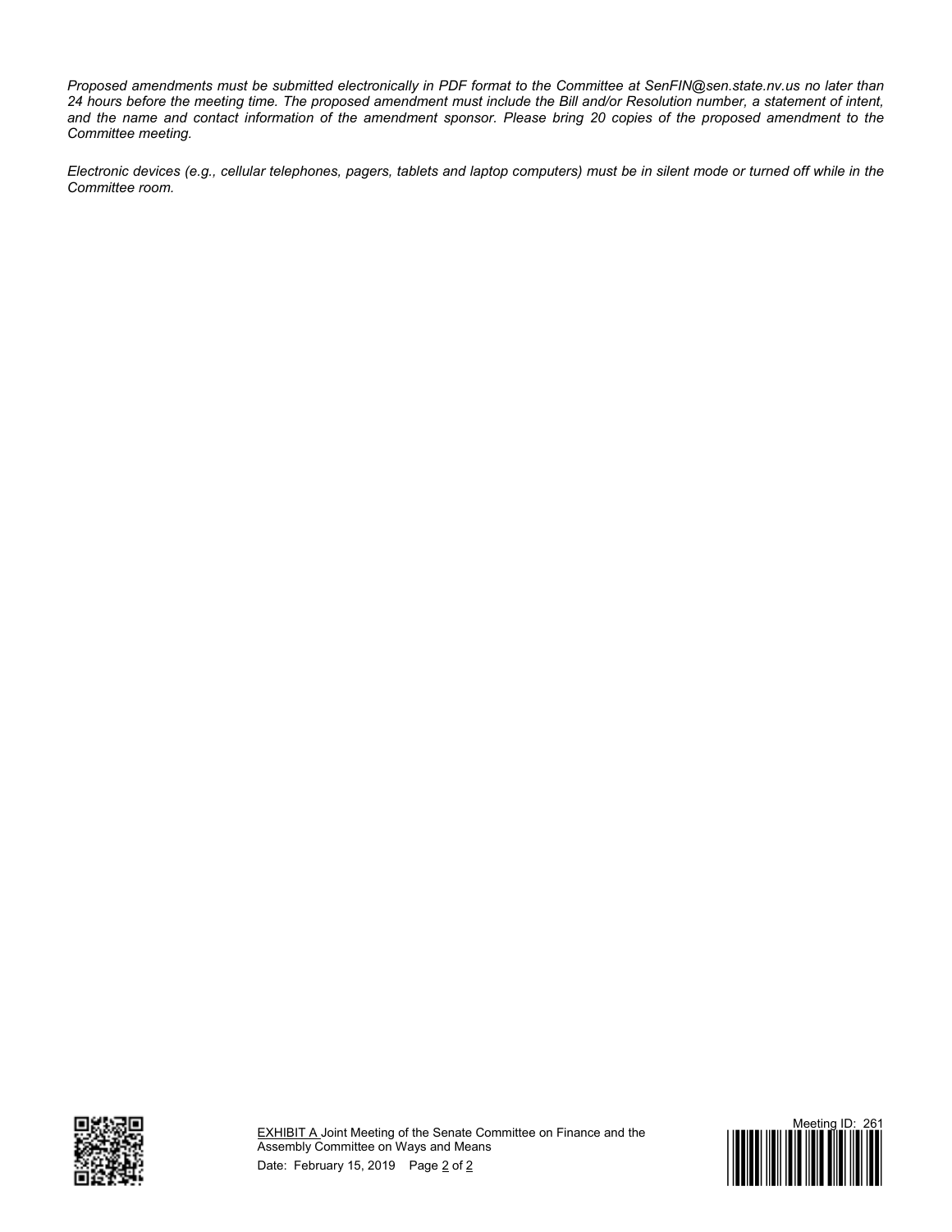*Proposed amendments must be submitted electronically in PDF format to the Committee at SenFIN@sen.state.nv.us no later than 24 hours before the meeting time. The proposed amendment must include the Bill and/or Resolution number, a statement of intent, and the name and contact information of the amendment sponsor. Please bring 20 copies of the proposed amendment to the Committee meeting.*

*Electronic devices (e.g., cellular telephones, pagers, tablets and laptop computers) must be in silent mode or turned off while in the Committee room.*